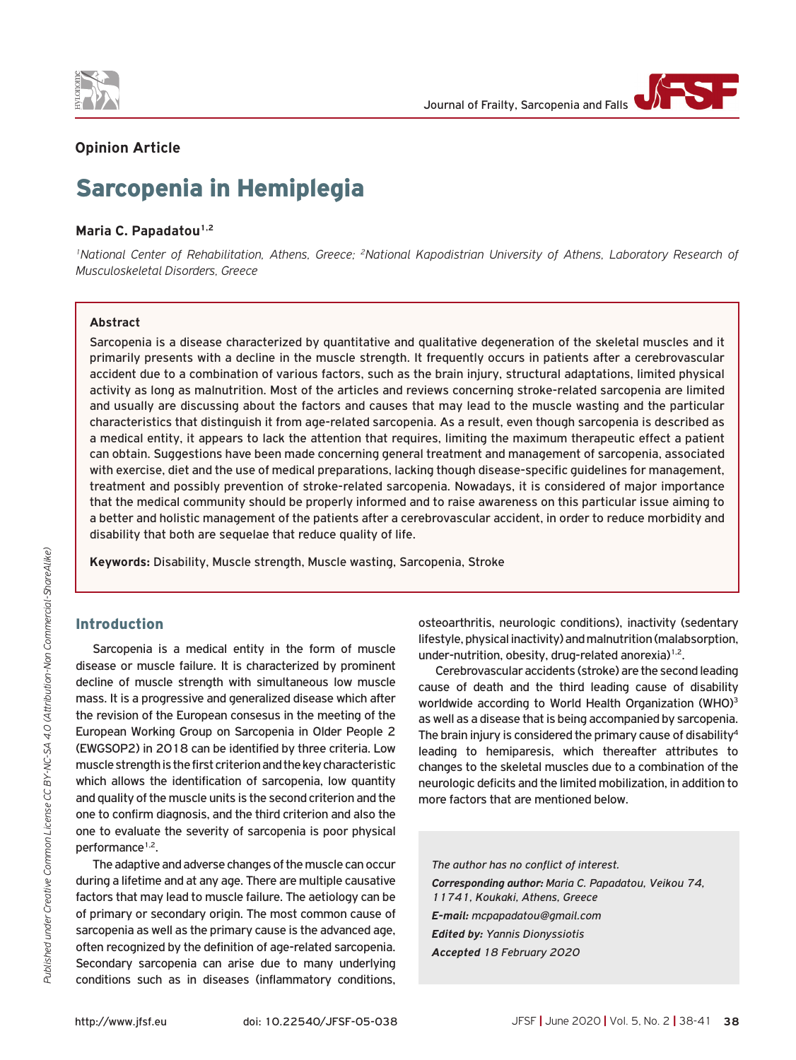**Opinion Article**

# Sarcopenia in Hemiplegia

**Maria C. Papadatou[1,2]**

[1]*National Center of Rehabilitation, Athens, Greece;* [2]*National Kapodistrian University of Athens, Laboratory Research of Musculoskeletal Disorders, Greece*

### Abstract

Sarcopenia is a disease characterized by quantitative and qualitative degeneration of the skeletal muscles and it primarily presents with a decline in the muscle strength. It frequently occurs in patients after a cerebrovascular accident due to a combination of various factors, such as the brain injury, structural adaptations, limited physical activity as long as malnutrition. Most of the articles and reviews concerning stroke-related sarcopenia are limited and usually are discussing about the factors and causes that may lead to the muscle wasting and the particular characteristics that distinguish it from age-related sarcopenia. As a result, even though sarcopenia is described as a medical entity, it appears to lack the attention that requires, limiting the maximum therapeutic effect a patient can obtain. Suggestions have been made concerning general treatment and management of sarcopenia, associated with exercise, diet and the use of medical preparations, lacking though disease-specific guidelines for management, treatment and possibly prevention of stroke-related sarcopenia. Nowadays, it is considered of major importance that the medical community should be properly informed and to raise awareness on this particular issue aiming to a better and holistic management of the patients after a cerebrovascular accident, in order to reduce morbidity and disability that both are sequelae that reduce quality of life.

**Keywords:** Disability, Muscle strength, Muscle wasting, Sarcopenia, Stroke

## Introduction

Sarcopenia is a medical entity in the form of muscle disease or muscle failure. It is characterized by prominent decline of muscle strength with simultaneous low muscle mass. It is a progressive and generalized disease which after the revision of the European consesus in the meeting of the European Working Group on Sarcopenia in Older People 2 (EWGSOP2) in 2018 can be identified by three criteria. Low muscle strength is the first criterion and the key characteristic which allows the identification of sarcopenia, low quantity and quality of the muscle units is the second criterion and the one to confirm diagnosis, and the third criterion and also the one to evaluate the severity of sarcopenia is poor physical performance[1,2].

The adaptive and adverse changes of the muscle can occur during a lifetime and at any age. There are multiple causative factors that may lead to muscle failure. The aetiology can be of primary or secondary origin. The most common cause of sarcopenia as well as the primary cause is the advanced age, often recognized by the definition of age-related sarcopenia. Secondary sarcopenia can arise due to many underlying conditions such as in diseases (inflammatory conditions, osteoarthritis, neurologic conditions), inactivity (sedentary lifestyle, physical inactivity) and malnutrition (malabsorption, under-nutrition, obesity, drug-related anorexia)[1,2].

Cerebrovascular accidents (stroke) are the second leading cause of death and the third leading cause of disability worldwide according to World Health Organization (WHO)[3] as well as a disease that is being accompanied by sarcopenia. The brain injury is considered the primary cause of disability[4] leading to hemiparesis, which thereafter attributes to changes to the skeletal muscles due to a combination of the neurologic deficits and the limited mobilization, in addition to more factors that are mentioned below.

*The author has no conflict of interest.*

***Corresponding author:*** *Maria C. Papadatou, Veikou 74, 11741, Koukaki, Athens, Greece*

***E-mail:*** *mcpapadatou@gmail.com*

***Edited by:*** *Yannis Dionyssiotis*

***Accepted*** *18 February 2020*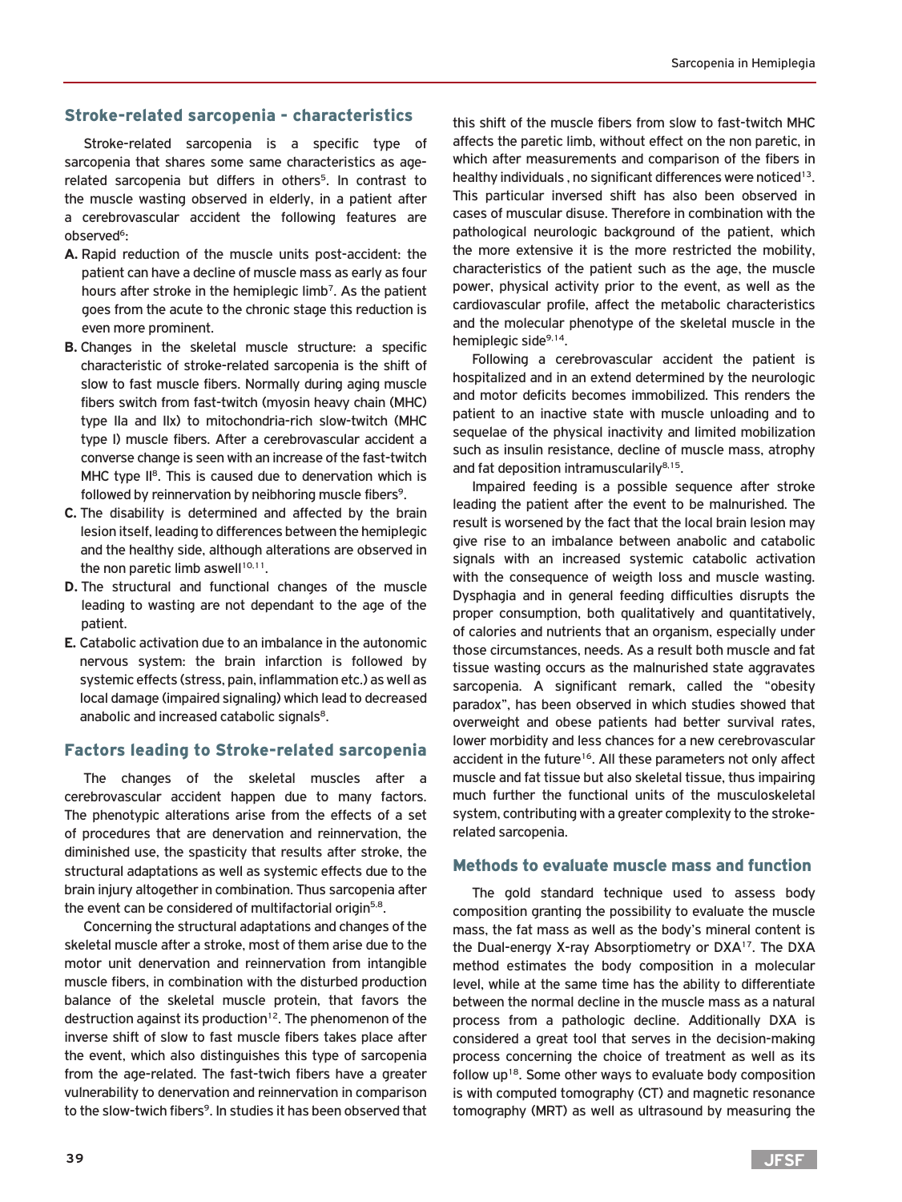## Stroke-related sarcopenia - characteristics

Stroke-related sarcopenia is a specific type of sarcopenia that shares some same characteristics as age-related sarcopenia but differs in others[5]. In contrast to the muscle wasting observed in elderly, in a patient after a cerebrovascular accident the following features are observed[6]:

**A.** Rapid reduction of the muscle units post-accident: the patient can have a decline of muscle mass as early as four hours after stroke in the hemiplegic limb[7]. As the patient goes from the acute to the chronic stage this reduction is even more prominent.

**B.** Changes in the skeletal muscle structure: a specific characteristic of stroke-related sarcopenia is the shift of slow to fast muscle fibers. Normally during aging muscle fibers switch from fast-twitch (myosin heavy chain (MHC) type IIa and IIx) to mitochondria-rich slow-twitch (MHC type I) muscle fibers. After a cerebrovascular accident a converse change is seen with an increase of the fast-twitch MHC type II[8]. This is caused due to denervation which is followed by reinnervation by neibhoring muscle fibers[9].

**C.** The disability is determined and affected by the brain lesion itself, leading to differences between the hemiplegic and the healthy side, although alterations are observed in the non paretic limb aswell[10,11].

**D.** The structural and functional changes of the muscle leading to wasting are not dependant to the age of the patient.

**E.** Catabolic activation due to an imbalance in the autonomic nervous system: the brain infarction is followed by systemic effects (stress, pain, inflammation etc.) as well as local damage (impaired signaling) which lead to decreased anabolic and increased catabolic signals[8].

## Factors leading to Stroke-related sarcopenia

The changes of the skeletal muscles after a cerebrovascular accident happen due to many factors. The phenotypic alterations arise from the effects of a set of procedures that are denervation and reinnervation, the diminished use, the spasticity that results after stroke, the structural adaptations as well as systemic effects due to the brain injury altogether in combination. Thus sarcopenia after the event can be considered of multifactorial origin[5,8].

Concerning the structural adaptations and changes of the skeletal muscle after a stroke, most of them arise due to the motor unit denervation and reinnervation from intangible muscle fibers, in combination with the disturbed production balance of the skeletal muscle protein, that favors the destruction against its production[12]. The phenomenon of the inverse shift of slow to fast muscle fibers takes place after the event, which also distinguishes this type of sarcopenia from the age-related. The fast-twich fibers have a greater vulnerability to denervation and reinnervation in comparison to the slow-twich fibers[9]. In studies it has been observed that this shift of the muscle fibers from slow to fast-twitch MHC affects the paretic limb, without effect on the non paretic, in which after measurements and comparison of the fibers in healthy individuals , no significant differences were noticed[13]. This particular inversed shift has also been observed in cases of muscular disuse. Therefore in combination with the pathological neurologic background of the patient, which the more extensive it is the more restricted the mobility, characteristics of the patient such as the age, the muscle power, physical activity prior to the event, as well as the cardiovascular profile, affect the metabolic characteristics and the molecular phenotype of the skeletal muscle in the hemiplegic side[9,14].

Following a cerebrovascular accident the patient is hospitalized and in an extend determined by the neurologic and motor deficits becomes immobilized. This renders the patient to an inactive state with muscle unloading and to sequelae of the physical inactivity and limited mobilization such as insulin resistance, decline of muscle mass, atrophy and fat deposition intramuscularily[8,15].

Impaired feeding is a possible sequence after stroke leading the patient after the event to be malnurished. The result is worsened by the fact that the local brain lesion may give rise to an imbalance between anabolic and catabolic signals with an increased systemic catabolic activation with the consequence of weigth loss and muscle wasting. Dysphagia and in general feeding difficulties disrupts the proper consumption, both qualitatively and quantitatively, of calories and nutrients that an organism, especially under those circumstances, needs. As a result both muscle and fat tissue wasting occurs as the malnurished state aggravates sarcopenia. A significant remark, called the "obesity paradox", has been observed in which studies showed that overweight and obese patients had better survival rates, lower morbidity and less chances for a new cerebrovascular accident in the future[16]. All these parameters not only affect muscle and fat tissue but also skeletal tissue, thus impairing much further the functional units of the musculoskeletal system, contributing with a greater complexity to the stroke-related sarcopenia.

## Methods to evaluate muscle mass and function

The gold standard technique used to assess body composition granting the possibility to evaluate the muscle mass, the fat mass as well as the body's mineral content is the Dual-energy X-ray Absorptiometry or DXA[17]. The DXA method estimates the body composition in a molecular level, while at the same time has the ability to differentiate between the normal decline in the muscle mass as a natural process from a pathologic decline. Additionally DXA is considered a great tool that serves in the decision-making process concerning the choice of treatment as well as its follow up[18]. Some other ways to evaluate body composition is with computed tomography (CT) and magnetic resonance tomography (MRT) as well as ultrasound by measuring the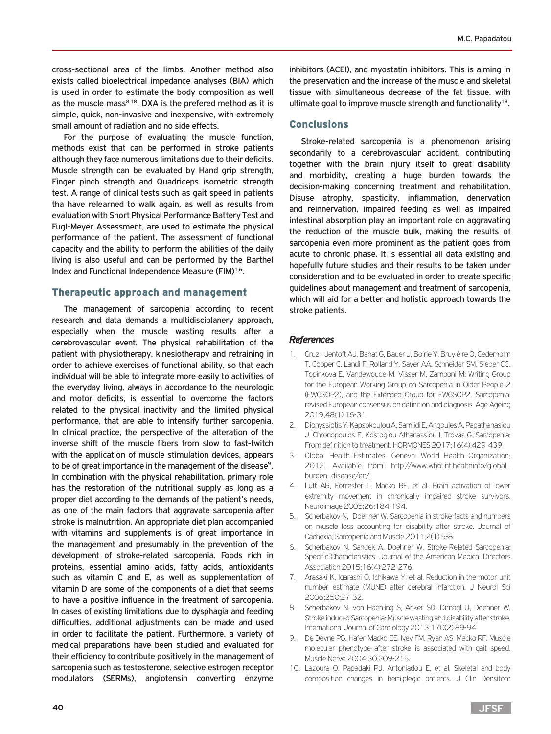cross-sectional area of the limbs. Another method also exists called bioelectrical impedance analyses (BIA) which is used in order to estimate the body composition as well as the muscle mass[8,18]. DXA is the prefered method as it is simple, quick, non-invasive and inexpensive, with extremely small amount of radiation and no side effects.

For the purpose of evaluating the muscle function, methods exist that can be performed in stroke patients although they face numerous limitations due to their deficits. Muscle strength can be evaluated by Hand grip strength, Finger pinch strength and Quadriceps isometric strength test. A range of clinical tests such as gait speed in patients tha have relearned to walk again, as well as results from evaluation with Short Physical Performance Battery Test and Fugl-Meyer Assessment, are used to estimate the physical performance of the patient. The assessment of functional capacity and the ability to perform the abilities of the daily living is also useful and can be performed by the Barthel Index and Functional Independence Measure (FIM)[1,6].

## Therapeutic approach and management

The management of sarcopenia according to recent research and data demands a multidisciplanery approach, especially when the muscle wasting results after a cerebrovascular event. The physical rehabilitation of the patient with physiotherapy, kinesiotherapy and retraining in order to achieve exercises of functional ability, so that each individual will be able to integrate more easily to activities of the everyday living, always in accordance to the neurologic and motor deficits, is essential to overcome the factors related to the physical inactivity and the limited physical performance, that are able to intensify further sarcopenia. In clinical practice, the perspective of the alteration of the inverse shift of the muscle fibers from slow to fast-twitch with the application of muscle stimulation devices, appears to be of great importance in the management of the disease[9]. In combination with the physical rehabilitation, primary role has the restoration of the nutritional supply as long as a proper diet according to the demands of the patient's needs, as one of the main factors that aggravate sarcopenia after stroke is malnutrition. An appropriate diet plan accompanied with vitamins and supplements is of great importance in the management and presumably in the prevention of the development of stroke-related sarcopenia. Foods rich in proteins, essential amino acids, fatty acids, antioxidants such as vitamin C and E, as well as supplementation of vitamin D are some of the components of a diet that seems to have a positive influence in the treatment of sarcopenia. In cases of existing limitations due to dysphagia and feeding difficulties, additional adjustments can be made and used in order to facilitate the patient. Furthermore, a variety of medical preparations have been studied and evaluated for their efficiency to contribute positively in the management of sarcopenia such as testosterone, selective estrogen receptor modulators (SERMs), angiotensin converting enzyme inhibitors (ACEI), and myostatin inhibitors. This is aiming in the preservation and the increase of the muscle and skeletal tissue with simultaneous decrease of the fat tissue, with ultimate goal to improve muscle strength and functionality[19].

## Conclusions

Stroke-related sarcopenia is a phenomenon arising secondarily to a cerebrovascular accident, contributing together with the brain injury itself to great disability and morbidity, creating a huge burden towards the decision-making concerning treatment and rehabilitation. Disuse atrophy, spasticity, inflammation, denervation and reinnervation, impaired feeding as well as impaired intestinal absorption play an important role on aggravating the reduction of the muscle bulk, making the results of sarcopenia even more prominent as the patient goes from acute to chronic phase. It is essential all data existing and hopefully future studies and their results to be taken under consideration and to be evaluated in order to create specific guidelines about management and treatment of sarcopenia, which will aid for a better and holistic approach towards the stroke patients.

## *References*

1. Cruz - Jentoft AJ, Bahat G, Bauer J, Boirie Y, Bruy è re O, Cederholm T, Cooper C, Landi F, Rolland Y, Sayer AA, Schneider SM, Sieber CC, Topinkova E, Vandewoude M, Visser M, Zamboni M; Writing Group for the European Working Group on Sarcopenia in Older People 2 (EWGSOP2), and the Extended Group for EWGSOP2. Sarcopenia: revised European consensus on definition and diagnosis. Age Ageing 2019;48(1):16-31.
2. Dionyssiotis Y, Kapsokoulou A, Samlidi E, Angoules A, Papathanasiou J, Chronopoulos E, Kostoglou-Athanassiou I, Trovas G. Sarcopenia: From definition to treatment. HORMONES 2017;16(4):429-439.
3. Global Health Estimates. Geneva: World Health Organization; 2012. Available from: http://www.who.int.healthinfo/global_burden_disease/en/.
4. Luft AR, Forrester L, Macko RF, et al. Brain activation of lower extremity movement in chronically impaired stroke survivors. Neuroimage 2005;26:184-194.
5. Scherbakov N, Doehner W. Sarcopenia in stroke-facts and numbers on muscle loss accounting for disability after stroke. Journal of Cachexia, Sarcopenia and Muscle 2011;2(1):5-8.
6. Scherbakov N, Sandek A, Doehner W. Stroke-Related Sarcopenia: Specific Characteristics. Journal of the American Medical Directors Association 2015;16(4):272-276.
7. Arasaki K, Igarashi O, Ichikawa Y, et al. Reduction in the motor unit number estimate (MUNE) after cerebral infarction. J Neurol Sci 2006;250:27-32.
8. Scherbakov N, von Haehling S, Anker SD, Dirnagl U, Doehner W. Stroke induced Sarcopenia: Muscle wasting and disability after stroke. International Journal of Cardiology 2013;170(2):89-94.
9. De Deyne PG, Hafer-Macko CE, Ivey FM, Ryan AS, Macko RF. Muscle molecular phenotype after stroke is associated with gait speed. Muscle Nerve 2004;30:209-215.
10. Lazoura O, Papadaki PJ, Antoniadou E, et al. Skeletal and body composition changes in hemiplegic patients. J Clin Densitom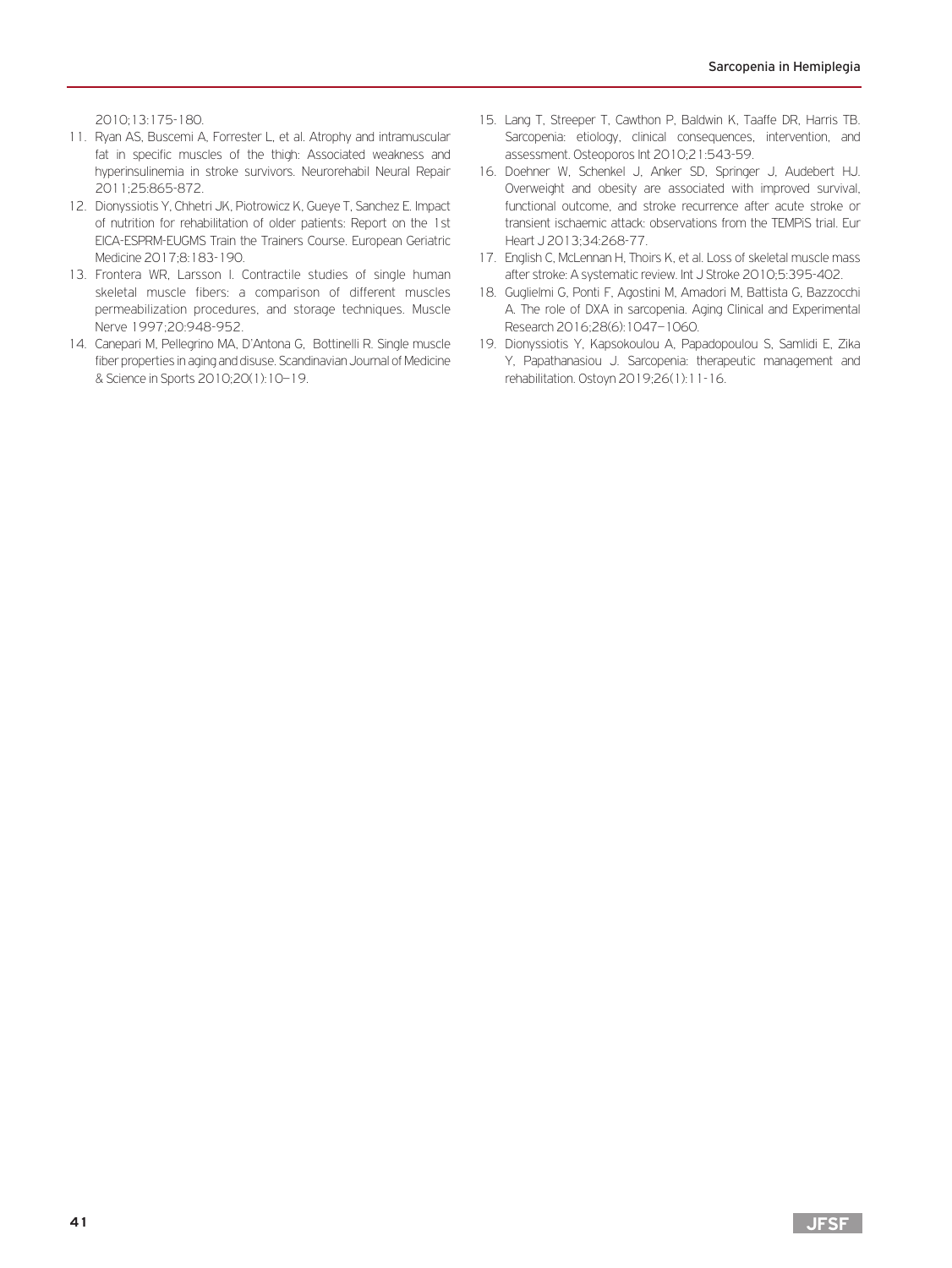2010;13:175-180.

11. Ryan AS, Buscemi A, Forrester L, et al. Atrophy and intramuscular fat in specific muscles of the thigh: Associated weakness and hyperinsulinemia in stroke survivors. Neurorehabil Neural Repair 2011;25:865-872.
12. Dionyssiotis Y, Chhetri JK, Piotrowicz K, Gueye T, Sanchez E. Impact of nutrition for rehabilitation of older patients: Report on the 1st EICA-ESPRM-EUGMS Train the Trainers Course. European Geriatric Medicine 2017;8:183-190.
13. Frontera WR, Larsson I. Contractile studies of single human skeletal muscle fibers: a comparison of different muscles permeabilization procedures, and storage techniques. Muscle Nerve 1997;20:948-952.
14. Canepari M, Pellegrino MA, D'Antona G, Bottinelli R. Single muscle fiber properties in aging and disuse. Scandinavian Journal of Medicine & Science in Sports 2010;20(1):10–19.
15. Lang T, Streeper T, Cawthon P, Baldwin K, Taaffe DR, Harris TB. Sarcopenia: etiology, clinical consequences, intervention, and assessment. Osteoporos Int 2010;21:543-59.
16. Doehner W, Schenkel J, Anker SD, Springer J, Audebert HJ. Overweight and obesity are associated with improved survival, functional outcome, and stroke recurrence after acute stroke or transient ischaemic attack: observations from the TEMPiS trial. Eur Heart J 2013;34:268-77.
17. English C, McLennan H, Thoirs K, et al. Loss of skeletal muscle mass after stroke: A systematic review. Int J Stroke 2010;5:395-402.
18. Guglielmi G, Ponti F, Agostini M, Amadori M, Battista G, Bazzocchi A. The role of DXA in sarcopenia. Aging Clinical and Experimental Research 2016;28(6):1047–1060.
19. Dionyssiotis Y, Kapsokoulou A, Papadopoulou S, Samlidi E, Zika Y, Papathanasiou J. Sarcopenia: therapeutic management and rehabilitation. Ostoyn 2019;26(1):11-16.